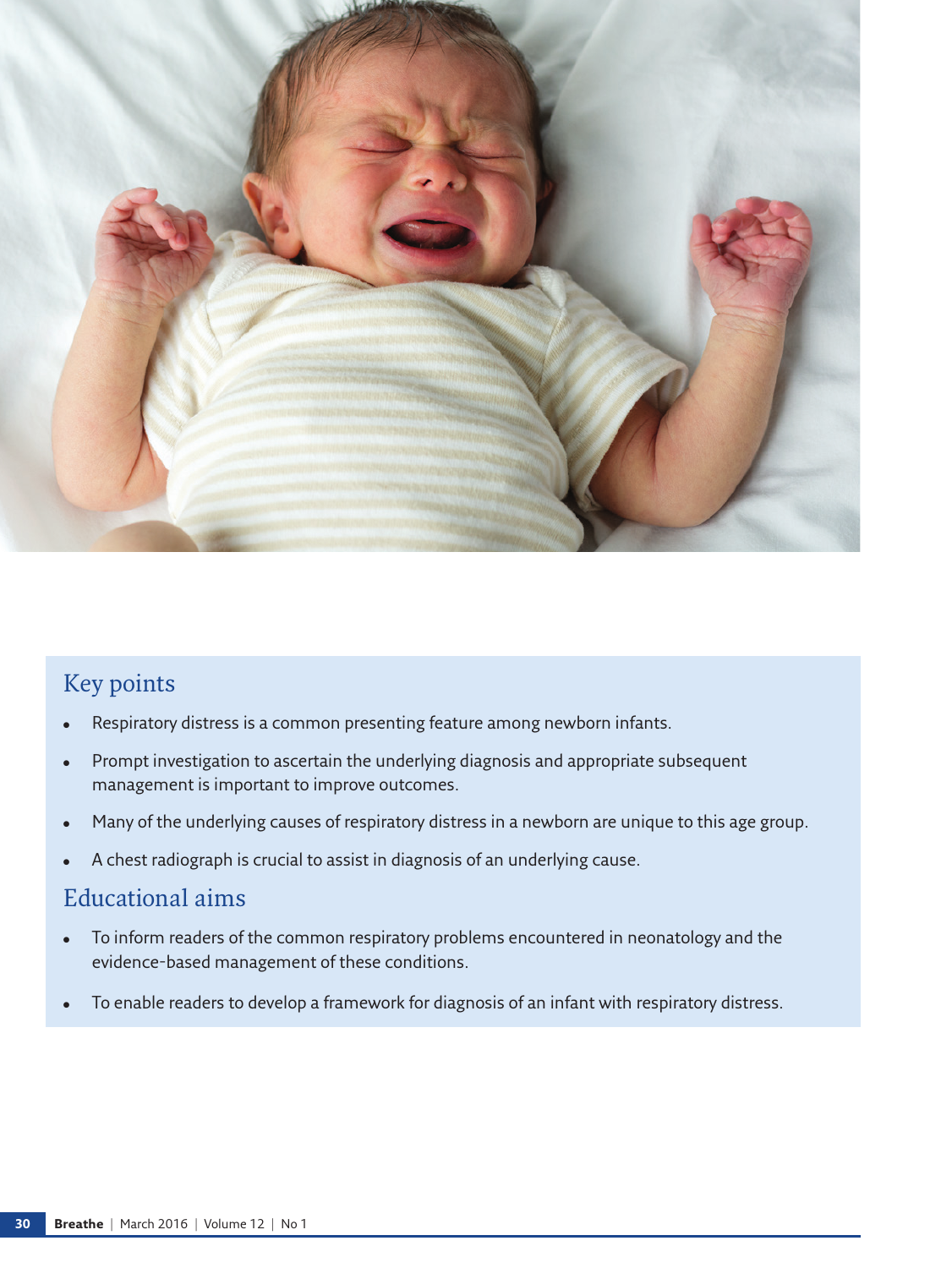## Key points

- Respiratory distress is a common presenting feature among newborn infants.
- Prompt investigation to ascertain the underlying diagnosis and appropriate subsequent management is important to improve outcomes.
- Many of the underlying causes of respiratory distress in a newborn are unique to this age group.
- A chest radiograph is crucial to assist in diagnosis of an underlying cause.

## Educational aims

- To inform readers of the common respiratory problems encountered in neonatology and the evidence-based management of these conditions.
- To enable readers to develop a framework for diagnosis of an infant with respiratory distress.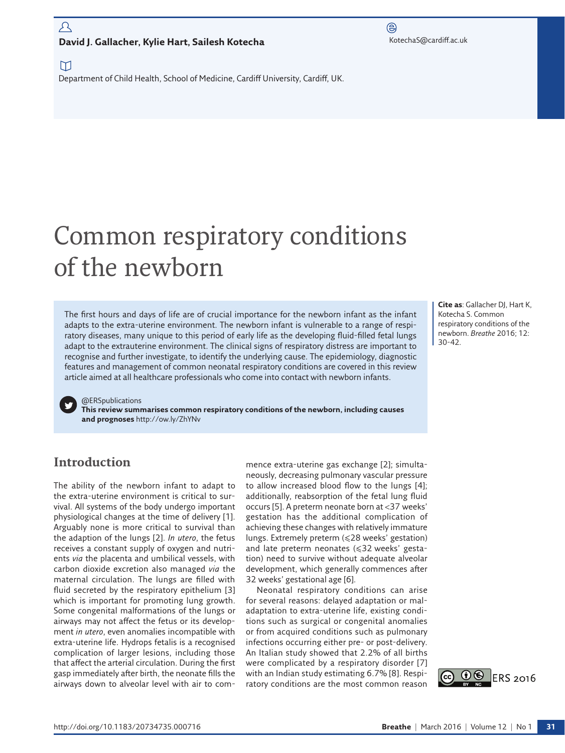**David J. Gallacher, Kylie Hart, Sailesh Kotecha**

KotechaS@cardiff.ac.uk

Department of Child Health, School of Medicine, Cardiff University, Cardiff, UK.

# Common respiratory conditions of the newborn

The first hours and days of life are of crucial importance for the newborn infant as the infant adapts to the extra-uterine environment. The newborn infant is vulnerable to a range of respiratory diseases, many unique to this period of early life as the developing fluid-filled fetal lungs adapt to the extrauterine environment. The clinical signs of respiratory distress are important to recognise and further investigate, to identify the underlying cause. The epidemiology, diagnostic features and management of common neonatal respiratory conditions are covered in this review article aimed at all healthcare professionals who come into contact with newborn infants.

@ERSpublications
**This review summarises common respiratory conditions of the newborn, including causes and prognoses** http://ow.ly/ZhYNv

**Cite as**: Gallacher DJ, Hart K, Kotecha S. Common respiratory conditions of the newborn. *Breathe* 2016; 12: 30-42.

## Introduction

The ability of the newborn infant to adapt to the extra-uterine environment is critical to survival. All systems of the body undergo important physiological changes at the time of delivery [1]. Arguably none is more critical to survival than the adaption of the lungs [2]. *In utero*, the fetus receives a constant supply of oxygen and nutrients *via* the placenta and umbilical vessels, with carbon dioxide excretion also managed *via* the maternal circulation. The lungs are filled with fluid secreted by the respiratory epithelium [3] which is important for promoting lung growth. Some congenital malformations of the lungs or airways may not affect the fetus or its development *in utero*, even anomalies incompatible with extra-uterine life. Hydrops fetalis is a recognised complication of larger lesions, including those that affect the arterial circulation. During the first gasp immediately after birth, the neonate fills the airways down to alveolar level with air to commence extra-uterine gas exchange [2]; simultaneously, decreasing pulmonary vascular pressure to allow increased blood flow to the lungs [4]; additionally, reabsorption of the fetal lung fluid occurs [5]. A preterm neonate born at <37 weeks' gestation has the additional complication of achieving these changes with relatively immature lungs. Extremely preterm (⩽28 weeks' gestation) and late preterm neonates (⩽32 weeks' gestation) need to survive without adequate alveolar development, which generally commences after 32 weeks' gestational age [6].

Neonatal respiratory conditions can arise for several reasons: delayed adaptation or maladaptation to extra-uterine life, existing conditions such as surgical or congenital anomalies or from acquired conditions such as pulmonary infections occurring either pre- or post-delivery. An Italian study showed that 2.2% of all births were complicated by a respiratory disorder [7] with an Indian study estimating 6.7% [8]. Respiratory conditions are the most common reason

ERS 2016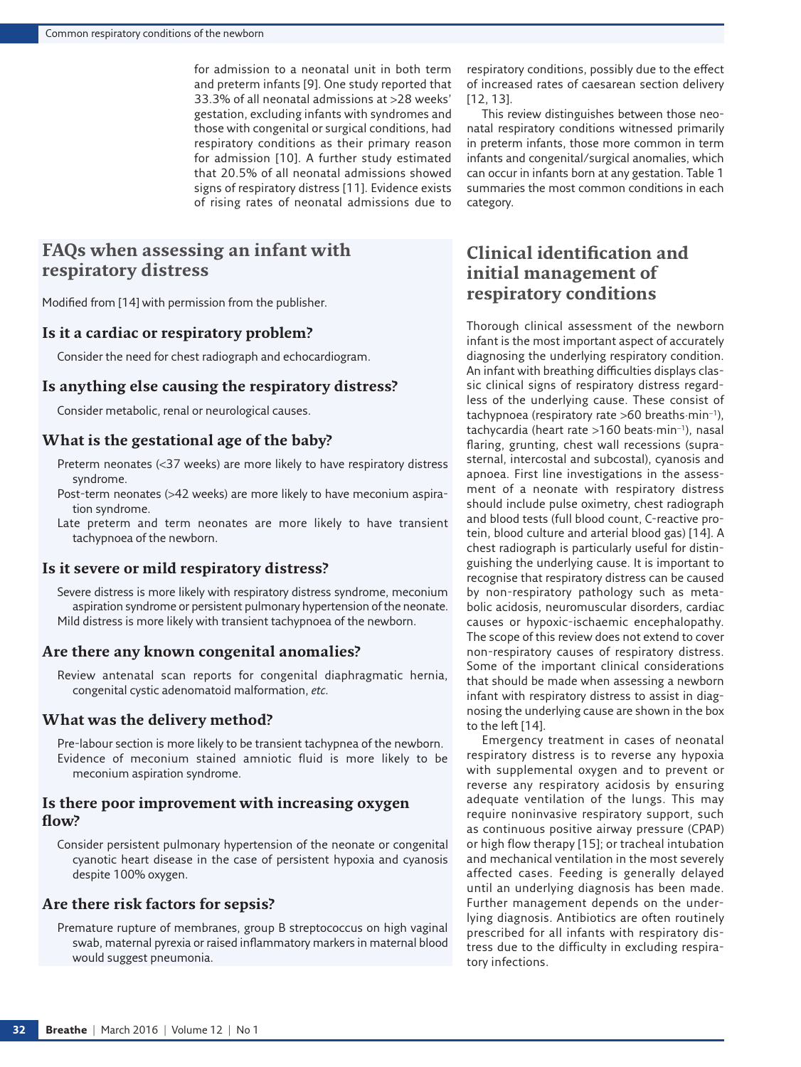for admission to a neonatal unit in both term and preterm infants [9]. One study reported that 33.3% of all neonatal admissions at >28 weeks' gestation, excluding infants with syndromes and those with congenital or surgical conditions, had respiratory conditions as their primary reason for admission [10]. A further study estimated that 20.5% of all neonatal admissions showed signs of respiratory distress [11]. Evidence exists of rising rates of neonatal admissions due to respiratory conditions, possibly due to the effect of increased rates of caesarean section delivery [12, 13].

This review distinguishes between those neonatal respiratory conditions witnessed primarily in preterm infants, those more common in term infants and congenital/surgical anomalies, which can occur in infants born at any gestation. Table 1 summaries the most common conditions in each category.

## FAQs when assessing an infant with respiratory distress

Modified from [14] with permission from the publisher.

### Is it a cardiac or respiratory problem?

Consider the need for chest radiograph and echocardiogram.

### Is anything else causing the respiratory distress?

Consider metabolic, renal or neurological causes.

### What is the gestational age of the baby?

Preterm neonates (<37 weeks) are more likely to have respiratory distress syndrome.

Post-term neonates (>42 weeks) are more likely to have meconium aspiration syndrome.

Late preterm and term neonates are more likely to have transient tachypnoea of the newborn.

### Is it severe or mild respiratory distress?

Severe distress is more likely with respiratory distress syndrome, meconium aspiration syndrome or persistent pulmonary hypertension of the neonate.

Mild distress is more likely with transient tachypnoea of the newborn.

### Are there any known congenital anomalies?

Review antenatal scan reports for congenital diaphragmatic hernia, congenital cystic adenomatoid malformation, *etc.*

### What was the delivery method?

Pre-labour section is more likely to be transient tachypnea of the newborn.

Evidence of meconium stained amniotic fluid is more likely to be meconium aspiration syndrome.

### Is there poor improvement with increasing oxygen flow?

Consider persistent pulmonary hypertension of the neonate or congenital cyanotic heart disease in the case of persistent hypoxia and cyanosis despite 100% oxygen.

### Are there risk factors for sepsis?

Premature rupture of membranes, group B streptococcus on high vaginal swab, maternal pyrexia or raised inflammatory markers in maternal blood would suggest pneumonia.

## Clinical identification and initial management of respiratory conditions

Thorough clinical assessment of the newborn infant is the most important aspect of accurately diagnosing the underlying respiratory condition. An infant with breathing difficulties displays classic clinical signs of respiratory distress regardless of the underlying cause. These consist of tachypnoea (respiratory rate >60 breaths·min$^{-1}$), tachycardia (heart rate >160 beats·min$^{-1}$), nasal flaring, grunting, chest wall recessions (suprasternal, intercostal and subcostal), cyanosis and apnoea. First line investigations in the assessment of a neonate with respiratory distress should include pulse oximetry, chest radiograph and blood tests (full blood count, C-reactive protein, blood culture and arterial blood gas) [14]. A chest radiograph is particularly useful for distinguishing the underlying cause. It is important to recognise that respiratory distress can be caused by non-respiratory pathology such as metabolic acidosis, neuromuscular disorders, cardiac causes or hypoxic-ischaemic encephalopathy. The scope of this review does not extend to cover non-respiratory causes of respiratory distress. Some of the important clinical considerations that should be made when assessing a newborn infant with respiratory distress to assist in diagnosing the underlying cause are shown in the box to the left [14].

Emergency treatment in cases of neonatal respiratory distress is to reverse any hypoxia with supplemental oxygen and to prevent or reverse any respiratory acidosis by ensuring adequate ventilation of the lungs. This may require noninvasive respiratory support, such as continuous positive airway pressure (CPAP) or high flow therapy [15]; or tracheal intubation and mechanical ventilation in the most severely affected cases. Feeding is generally delayed until an underlying diagnosis has been made. Further management depends on the underlying diagnosis. Antibiotics are often routinely prescribed for all infants with respiratory distress due to the difficulty in excluding respiratory infections.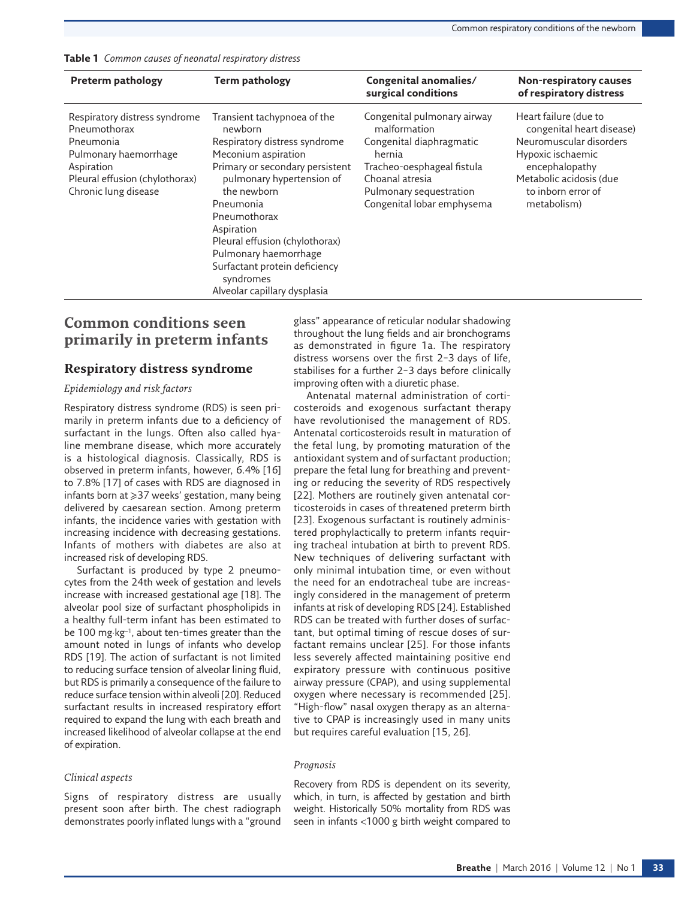**Table 1** *Common causes of neonatal respiratory distress*

| Preterm pathology | Term pathology | Congenital anomalies/ surgical conditions | Non-respiratory causes of respiratory distress |
|---|---|---|---|
| Respiratory distress syndrome<br>Pneumothorax<br>Pneumonia<br>Pulmonary haemorrhage<br>Aspiration<br>Pleural effusion (chylothorax)<br>Chronic lung disease | Transient tachypnoea of the newborn<br>Respiratory distress syndrome<br>Meconium aspiration<br>Primary or secondary persistent pulmonary hypertension of the newborn<br>Pneumonia<br>Pneumothorax<br>Aspiration<br>Pleural effusion (chylothorax)<br>Pulmonary haemorrhage<br>Surfactant protein deficiency syndromes<br>Alveolar capillary dysplasia | Congenital pulmonary airway malformation<br>Congenital diaphragmatic hernia<br>Tracheo-oesphageal fistula<br>Choanal atresia<br>Pulmonary sequestration<br>Congenital lobar emphysema | Heart failure (due to congenital heart disease)<br>Neuromuscular disorders<br>Hypoxic ischaemic encephalopathy<br>Metabolic acidosis (due to inborn error of metabolism) |

## Common conditions seen primarily in preterm infants

### Respiratory distress syndrome

*Epidemiology and risk factors*

Respiratory distress syndrome (RDS) is seen primarily in preterm infants due to a deficiency of surfactant in the lungs. Often also called hyaline membrane disease, which more accurately is a histological diagnosis. Classically, RDS is observed in preterm infants, however, 6.4% [16] to 7.8% [17] of cases with RDS are diagnosed in infants born at ⩾37 weeks' gestation, many being delivered by caesarean section. Among preterm infants, the incidence varies with gestation with increasing incidence with decreasing gestations. Infants of mothers with diabetes are also at increased risk of developing RDS.

Surfactant is produced by type 2 pneumocytes from the 24th week of gestation and levels increase with increased gestational age [18]. The alveolar pool size of surfactant phospholipids in a healthy full-term infant has been estimated to be 100 mg·kg$^{-1}$, about ten-times greater than the amount noted in lungs of infants who develop RDS [19]. The action of surfactant is not limited to reducing surface tension of alveolar lining fluid, but RDS is primarily a consequence of the failure to reduce surface tension within alveoli [20]. Reduced surfactant results in increased respiratory effort required to expand the lung with each breath and increased likelihood of alveolar collapse at the end of expiration.

*Clinical aspects*

Signs of respiratory distress are usually present soon after birth. The chest radiograph demonstrates poorly inflated lungs with a "ground glass" appearance of reticular nodular shadowing throughout the lung fields and air bronchograms as demonstrated in figure 1a. The respiratory distress worsens over the first 2–3 days of life, stabilises for a further 2–3 days before clinically improving often with a diuretic phase.

Antenatal maternal administration of corticosteroids and exogenous surfactant therapy have revolutionised the management of RDS. Antenatal corticosteroids result in maturation of the fetal lung, by promoting maturation of the antioxidant system and of surfactant production; prepare the fetal lung for breathing and preventing or reducing the severity of RDS respectively [22]. Mothers are routinely given antenatal corticosteroids in cases of threatened preterm birth [23]. Exogenous surfactant is routinely administered prophylactically to preterm infants requiring tracheal intubation at birth to prevent RDS. New techniques of delivering surfactant with only minimal intubation time, or even without the need for an endotracheal tube are increasingly considered in the management of preterm infants at risk of developing RDS [24]. Established RDS can be treated with further doses of surfactant, but optimal timing of rescue doses of surfactant remains unclear [25]. For those infants less severely affected maintaining positive end expiratory pressure with continuous positive airway pressure (CPAP), and using supplemental oxygen where necessary is recommended [25]. "High-flow" nasal oxygen therapy as an alternative to CPAP is increasingly used in many units but requires careful evaluation [15, 26].

*Prognosis*

Recovery from RDS is dependent on its severity, which, in turn, is affected by gestation and birth weight. Historically 50% mortality from RDS was seen in infants <1000 g birth weight compared to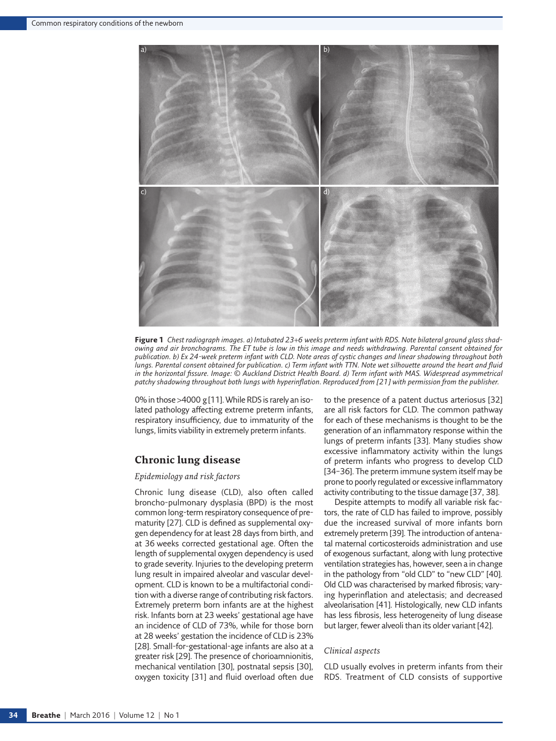**Figure 1** *Chest radiograph images. a) Intubated 23+6 weeks preterm infant with RDS. Note bilateral ground glass shadowing and air bronchograms. The ET tube is low in this image and needs withdrawing. Parental consent obtained for publication. b) Ex 24-week preterm infant with CLD. Note areas of cystic changes and linear shadowing throughout both lungs. Parental consent obtained for publication. c) Term infant with TTN. Note wet silhouette around the heart and fluid in the horizontal fissure. Image: © Auckland District Health Board. d) Term infant with MAS. Widespread asymmetrical patchy shadowing throughout both lungs with hyperinflation. Reproduced from [21] with permission from the publisher.*

0% in those >4000 g [11]. While RDS is rarely an isolated pathology affecting extreme preterm infants, respiratory insufficiency, due to immaturity of the lungs, limits viability in extremely preterm infants.

## Chronic lung disease

### *Epidemiology and risk factors*

Chronic lung disease (CLD), also often called broncho-pulmonary dysplasia (BPD) is the most common long-term respiratory consequence of prematurity [27]. CLD is defined as supplemental oxygen dependency for at least 28 days from birth, and at 36 weeks corrected gestational age. Often the length of supplemental oxygen dependency is used to grade severity. Injuries to the developing preterm lung result in impaired alveolar and vascular development. CLD is known to be a multifactorial condition with a diverse range of contributing risk factors. Extremely preterm born infants are at the highest risk. Infants born at 23 weeks' gestational age have an incidence of CLD of 73%, while for those born at 28 weeks' gestation the incidence of CLD is 23% [28]. Small-for-gestational-age infants are also at a greater risk [29]. The presence of chorioamnionitis, mechanical ventilation [30], postnatal sepsis [30], oxygen toxicity [31] and fluid overload often due to the presence of a patent ductus arteriosus [32] are all risk factors for CLD. The common pathway for each of these mechanisms is thought to be the generation of an inflammatory response within the lungs of preterm infants [33]. Many studies show excessive inflammatory activity within the lungs of preterm infants who progress to develop CLD [34–36]. The preterm immune system itself may be prone to poorly regulated or excessive inflammatory activity contributing to the tissue damage [37, 38].

Despite attempts to modify all variable risk factors, the rate of CLD has failed to improve, possibly due the increased survival of more infants born extremely preterm [39]. The introduction of antenatal maternal corticosteroids administration and use of exogenous surfactant, along with lung protective ventilation strategies has, however, seen a in change in the pathology from "old CLD" to "new CLD" [40]. Old CLD was characterised by marked fibrosis; varying hyperinflation and atelectasis; and decreased alveolarisation [41]. Histologically, new CLD infants has less fibrosis, less heterogeneity of lung disease but larger, fewer alveoli than its older variant [42].

### *Clinical aspects*

CLD usually evolves in preterm infants from their RDS. Treatment of CLD consists of supportive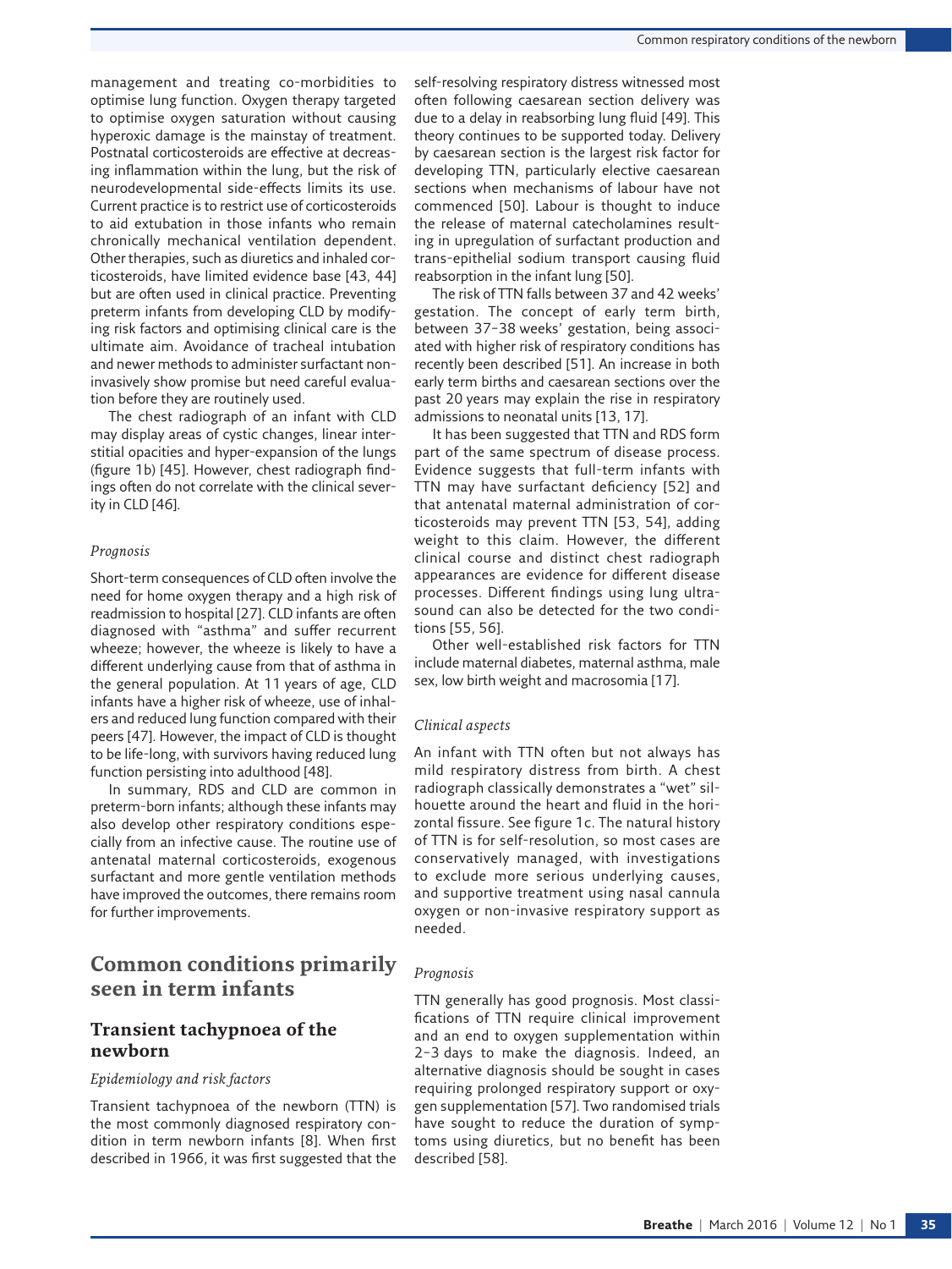management and treating co-morbidities to optimise lung function. Oxygen therapy targeted to optimise oxygen saturation without causing hyperoxic damage is the mainstay of treatment. Postnatal corticosteroids are effective at decreasing inflammation within the lung, but the risk of neurodevelopmental side-effects limits its use. Current practice is to restrict use of corticosteroids to aid extubation in those infants who remain chronically mechanical ventilation dependent. Other therapies, such as diuretics and inhaled corticosteroids, have limited evidence base [43, 44] but are often used in clinical practice. Preventing preterm infants from developing CLD by modifying risk factors and optimising clinical care is the ultimate aim. Avoidance of tracheal intubation and newer methods to administer surfactant non-invasively show promise but need careful evaluation before they are routinely used.

The chest radiograph of an infant with CLD may display areas of cystic changes, linear interstitial opacities and hyper-expansion of the lungs (figure 1b) [45]. However, chest radiograph findings often do not correlate with the clinical severity in CLD [46].

*Prognosis*

Short-term consequences of CLD often involve the need for home oxygen therapy and a high risk of readmission to hospital [27]. CLD infants are often diagnosed with "asthma" and suffer recurrent wheeze; however, the wheeze is likely to have a different underlying cause from that of asthma in the general population. At 11 years of age, CLD infants have a higher risk of wheeze, use of inhalers and reduced lung function compared with their peers [47]. However, the impact of CLD is thought to be life-long, with survivors having reduced lung function persisting into adulthood [48].

In summary, RDS and CLD are common in preterm-born infants; although these infants may also develop other respiratory conditions especially from an infective cause. The routine use of antenatal maternal corticosteroids, exogenous surfactant and more gentle ventilation methods have improved the outcomes, there remains room for further improvements.

## Common conditions primarily seen in term infants

### Transient tachypnoea of the newborn

*Epidemiology and risk factors*

Transient tachypnoea of the newborn (TTN) is the most commonly diagnosed respiratory condition in term newborn infants [8]. When first described in 1966, it was first suggested that the self-resolving respiratory distress witnessed most often following caesarean section delivery was due to a delay in reabsorbing lung fluid [49]. This theory continues to be supported today. Delivery by caesarean section is the largest risk factor for developing TTN, particularly elective caesarean sections when mechanisms of labour have not commenced [50]. Labour is thought to induce the release of maternal catecholamines resulting in upregulation of surfactant production and trans-epithelial sodium transport causing fluid reabsorption in the infant lung [50].

The risk of TTN falls between 37 and 42 weeks' gestation. The concept of early term birth, between 37–38 weeks' gestation, being associated with higher risk of respiratory conditions has recently been described [51]. An increase in both early term births and caesarean sections over the past 20 years may explain the rise in respiratory admissions to neonatal units [13, 17].

It has been suggested that TTN and RDS form part of the same spectrum of disease process. Evidence suggests that full-term infants with TTN may have surfactant deficiency [52] and that antenatal maternal administration of corticosteroids may prevent TTN [53, 54], adding weight to this claim. However, the different clinical course and distinct chest radiograph appearances are evidence for different disease processes. Different findings using lung ultrasound can also be detected for the two conditions [55, 56].

Other well-established risk factors for TTN include maternal diabetes, maternal asthma, male sex, low birth weight and macrosomia [17].

*Clinical aspects*

An infant with TTN often but not always has mild respiratory distress from birth. A chest radiograph classically demonstrates a "wet" silhouette around the heart and fluid in the horizontal fissure. See figure 1c. The natural history of TTN is for self-resolution, so most cases are conservatively managed, with investigations to exclude more serious underlying causes, and supportive treatment using nasal cannula oxygen or non-invasive respiratory support as needed.

*Prognosis*

TTN generally has good prognosis. Most classifications of TTN require clinical improvement and an end to oxygen supplementation within 2–3 days to make the diagnosis. Indeed, an alternative diagnosis should be sought in cases requiring prolonged respiratory support or oxygen supplementation [57]. Two randomised trials have sought to reduce the duration of symptoms using diuretics, but no benefit has been described [58].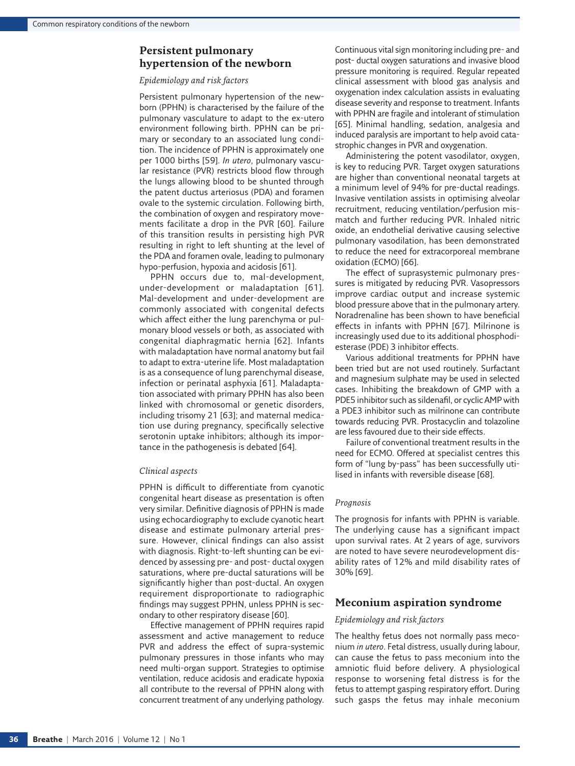## Persistent pulmonary hypertension of the newborn

### *Epidemiology and risk factors*

Persistent pulmonary hypertension of the newborn (PPHN) is characterised by the failure of the pulmonary vasculature to adapt to the ex-utero environment following birth. PPHN can be primary or secondary to an associated lung condition. The incidence of PPHN is approximately one per 1000 births [59]. *In utero*, pulmonary vascular resistance (PVR) restricts blood flow through the lungs allowing blood to be shunted through the patent ductus arteriosus (PDA) and foramen ovale to the systemic circulation. Following birth, the combination of oxygen and respiratory movements facilitate a drop in the PVR [60]. Failure of this transition results in persisting high PVR resulting in right to left shunting at the level of the PDA and foramen ovale, leading to pulmonary hypo-perfusion, hypoxia and acidosis [61].

PPHN occurs due to, mal-development, under-development or maladaptation [61]. Mal-development and under-development are commonly associated with congenital defects which affect either the lung parenchyma or pulmonary blood vessels or both, as associated with congenital diaphragmatic hernia [62]. Infants with maladaptation have normal anatomy but fail to adapt to extra-uterine life. Most maladaptation is as a consequence of lung parenchymal disease, infection or perinatal asphyxia [61]. Maladaptation associated with primary PPHN has also been linked with chromosomal or genetic disorders, including trisomy 21 [63]; and maternal medication use during pregnancy, specifically selective serotonin uptake inhibitors; although its importance in the pathogenesis is debated [64].

### *Clinical aspects*

PPHN is difficult to differentiate from cyanotic congenital heart disease as presentation is often very similar. Definitive diagnosis of PPHN is made using echocardiography to exclude cyanotic heart disease and estimate pulmonary arterial pressure. However, clinical findings can also assist with diagnosis. Right-to-left shunting can be evidenced by assessing pre- and post- ductal oxygen saturations, where pre-ductal saturations will be significantly higher than post-ductal. An oxygen requirement disproportionate to radiographic findings may suggest PPHN, unless PPHN is secondary to other respiratory disease [60].

Effective management of PPHN requires rapid assessment and active management to reduce PVR and address the effect of supra-systemic pulmonary pressures in those infants who may need multi-organ support. Strategies to optimise ventilation, reduce acidosis and eradicate hypoxia all contribute to the reversal of PPHN along with concurrent treatment of any underlying pathology. Continuous vital sign monitoring including pre- and post- ductal oxygen saturations and invasive blood pressure monitoring is required. Regular repeated clinical assessment with blood gas analysis and oxygenation index calculation assists in evaluating disease severity and response to treatment. Infants with PPHN are fragile and intolerant of stimulation [65]. Minimal handling, sedation, analgesia and induced paralysis are important to help avoid catastrophic changes in PVR and oxygenation.

Administering the potent vasodilator, oxygen, is key to reducing PVR. Target oxygen saturations are higher than conventional neonatal targets at a minimum level of 94% for pre-ductal readings. Invasive ventilation assists in optimising alveolar recruitment, reducing ventilation/perfusion mismatch and further reducing PVR. Inhaled nitric oxide, an endothelial derivative causing selective pulmonary vasodilation, has been demonstrated to reduce the need for extracorporeal membrane oxidation (ECMO) [66].

The effect of suprasystemic pulmonary pressures is mitigated by reducing PVR. Vasopressors improve cardiac output and increase systemic blood pressure above that in the pulmonary artery. Noradrenaline has been shown to have beneficial effects in infants with PPHN [67]. Milrinone is increasingly used due to its additional phosphodiesterase (PDE) 3 inhibitor effects.

Various additional treatments for PPHN have been tried but are not used routinely. Surfactant and magnesium sulphate may be used in selected cases. Inhibiting the breakdown of GMP with a PDE5 inhibitor such as sildenafil, or cyclic AMP with a PDE3 inhibitor such as milrinone can contribute towards reducing PVR. Prostacyclin and tolazoline are less favoured due to their side effects.

Failure of conventional treatment results in the need for ECMO. Offered at specialist centres this form of "lung by-pass" has been successfully utilised in infants with reversible disease [68].

### *Prognosis*

The prognosis for infants with PPHN is variable. The underlying cause has a significant impact upon survival rates. At 2 years of age, survivors are noted to have severe neurodevelopment disability rates of 12% and mild disability rates of 30% [69].

## Meconium aspiration syndrome

### *Epidemiology and risk factors*

The healthy fetus does not normally pass meconium *in utero*. Fetal distress, usually during labour, can cause the fetus to pass meconium into the amniotic fluid before delivery. A physiological response to worsening fetal distress is for the fetus to attempt gasping respiratory effort. During such gasps the fetus may inhale meconium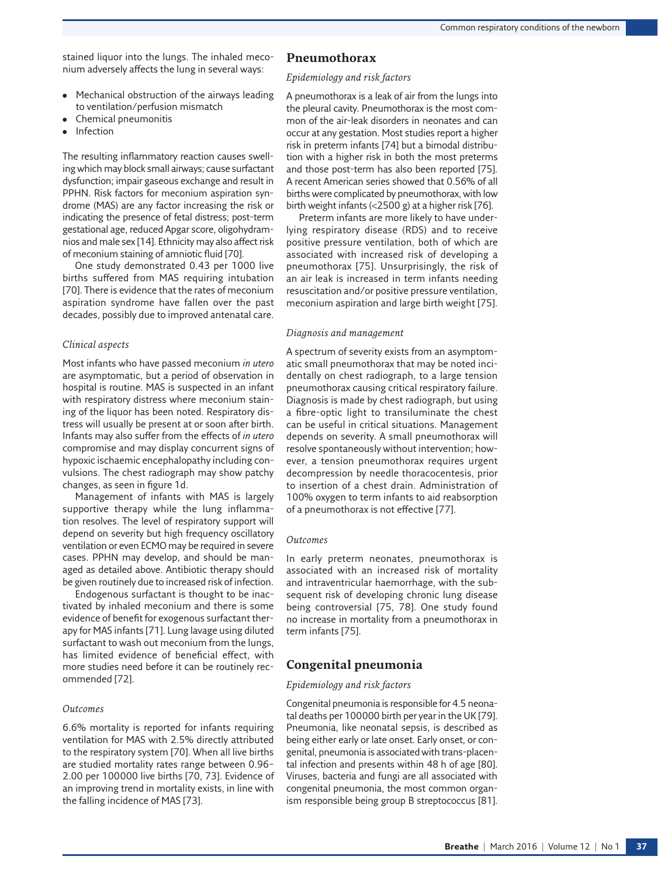stained liquor into the lungs. The inhaled meconium adversely affects the lung in several ways:

- Mechanical obstruction of the airways leading to ventilation/perfusion mismatch
- Chemical pneumonitis
- Infection

The resulting inflammatory reaction causes swelling which may block small airways; cause surfactant dysfunction; impair gaseous exchange and result in PPHN. Risk factors for meconium aspiration syndrome (MAS) are any factor increasing the risk or indicating the presence of fetal distress; post-term gestational age, reduced Apgar score, oligohydramnios and male sex [14]. Ethnicity may also affect risk of meconium staining of amniotic fluid [70].

One study demonstrated 0.43 per 1000 live births suffered from MAS requiring intubation [70]. There is evidence that the rates of meconium aspiration syndrome have fallen over the past decades, possibly due to improved antenatal care.

*Clinical aspects*

Most infants who have passed meconium *in utero* are asymptomatic, but a period of observation in hospital is routine. MAS is suspected in an infant with respiratory distress where meconium staining of the liquor has been noted. Respiratory distress will usually be present at or soon after birth. Infants may also suffer from the effects of *in utero* compromise and may display concurrent signs of hypoxic ischaemic encephalopathy including convulsions. The chest radiograph may show patchy changes, as seen in figure 1d.

Management of infants with MAS is largely supportive therapy while the lung inflammation resolves. The level of respiratory support will depend on severity but high frequency oscillatory ventilation or even ECMO may be required in severe cases. PPHN may develop, and should be managed as detailed above. Antibiotic therapy should be given routinely due to increased risk of infection.

Endogenous surfactant is thought to be inactivated by inhaled meconium and there is some evidence of benefit for exogenous surfactant therapy for MAS infants [71]. Lung lavage using diluted surfactant to wash out meconium from the lungs, has limited evidence of beneficial effect, with more studies need before it can be routinely recommended [72].

*Outcomes*

6.6% mortality is reported for infants requiring ventilation for MAS with 2.5% directly attributed to the respiratory system [70]. When all live births are studied mortality rates range between 0.96–2.00 per 100000 live births [70, 73]. Evidence of an improving trend in mortality exists, in line with the falling incidence of MAS [73].

## Pneumothorax

*Epidemiology and risk factors*

A pneumothorax is a leak of air from the lungs into the pleural cavity. Pneumothorax is the most common of the air-leak disorders in neonates and can occur at any gestation. Most studies report a higher risk in preterm infants [74] but a bimodal distribution with a higher risk in both the most preterms and those post-term has also been reported [75]. A recent American series showed that 0.56% of all births were complicated by pneumothorax, with low birth weight infants (<2500 g) at a higher risk [76].

Preterm infants are more likely to have underlying respiratory disease (RDS) and to receive positive pressure ventilation, both of which are associated with increased risk of developing a pneumothorax [75]. Unsurprisingly, the risk of an air leak is increased in term infants needing resuscitation and/or positive pressure ventilation, meconium aspiration and large birth weight [75].

*Diagnosis and management*

A spectrum of severity exists from an asymptomatic small pneumothorax that may be noted incidentally on chest radiograph, to a large tension pneumothorax causing critical respiratory failure. Diagnosis is made by chest radiograph, but using a fibre-optic light to transiluminate the chest can be useful in critical situations. Management depends on severity. A small pneumothorax will resolve spontaneously without intervention; however, a tension pneumothorax requires urgent decompression by needle thoracocentesis, prior to insertion of a chest drain. Administration of 100% oxygen to term infants to aid reabsorption of a pneumothorax is not effective [77].

*Outcomes*

In early preterm neonates, pneumothorax is associated with an increased risk of mortality and intraventricular haemorrhage, with the subsequent risk of developing chronic lung disease being controversial [75, 78]. One study found no increase in mortality from a pneumothorax in term infants [75].

## Congenital pneumonia

*Epidemiology and risk factors*

Congenital pneumonia is responsible for 4.5 neonatal deaths per 100000 birth per year in the UK [79]. Pneumonia, like neonatal sepsis, is described as being either early or late onset. Early onset, or congenital, pneumonia is associated with trans-placental infection and presents within 48 h of age [80]. Viruses, bacteria and fungi are all associated with congenital pneumonia, the most common organism responsible being group B streptococcus [81].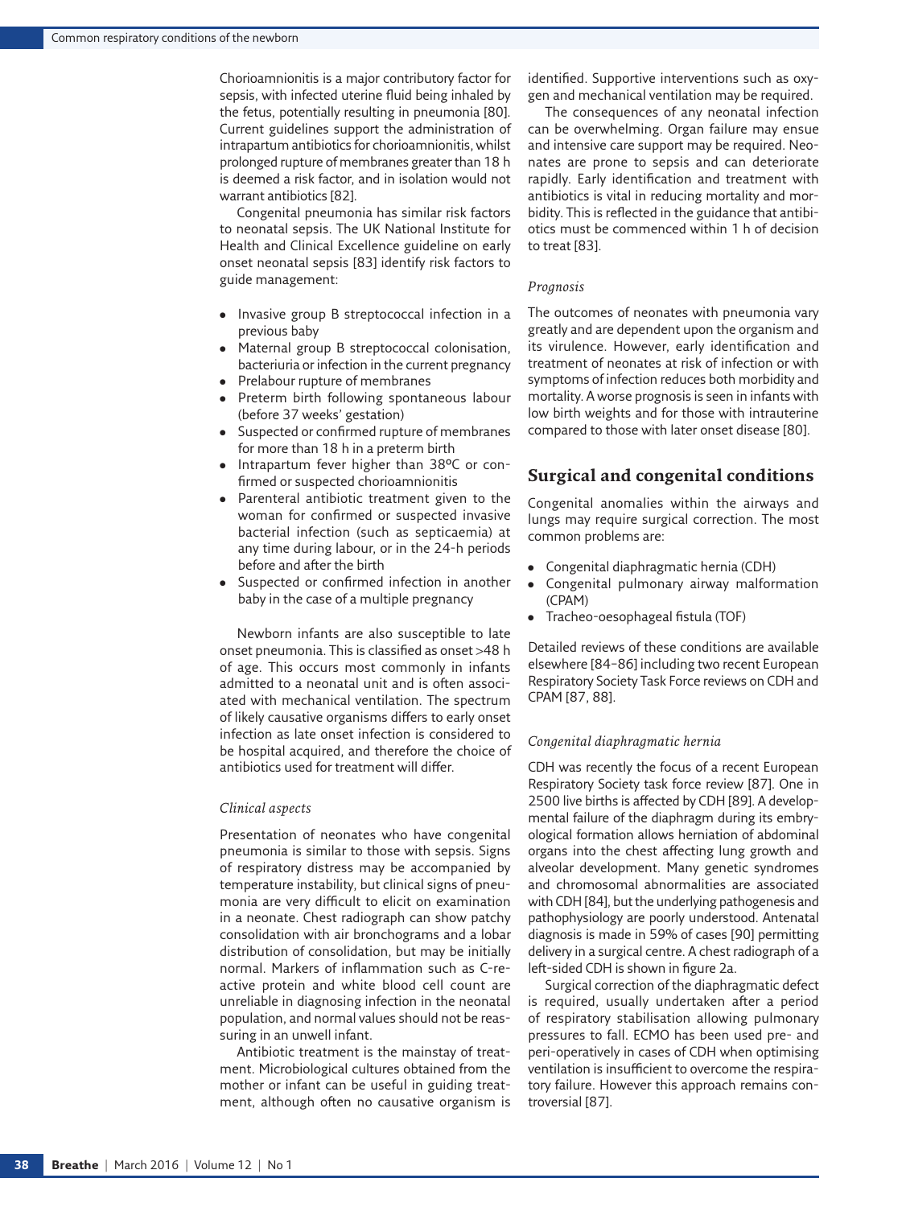Chorioamnionitis is a major contributory factor for sepsis, with infected uterine fluid being inhaled by the fetus, potentially resulting in pneumonia [80]. Current guidelines support the administration of intrapartum antibiotics for chorioamnionitis, whilst prolonged rupture of membranes greater than 18 h is deemed a risk factor, and in isolation would not warrant antibiotics [82].

Congenital pneumonia has similar risk factors to neonatal sepsis. The UK National Institute for Health and Clinical Excellence guideline on early onset neonatal sepsis [83] identify risk factors to guide management:

- Invasive group B streptococcal infection in a previous baby
- Maternal group B streptococcal colonisation, bacteriuria or infection in the current pregnancy
- Prelabour rupture of membranes
- Preterm birth following spontaneous labour (before 37 weeks' gestation)
- Suspected or confirmed rupture of membranes for more than 18 h in a preterm birth
- Intrapartum fever higher than 38ºC or confirmed or suspected chorioamnionitis
- Parenteral antibiotic treatment given to the woman for confirmed or suspected invasive bacterial infection (such as septicaemia) at any time during labour, or in the 24-h periods before and after the birth
- Suspected or confirmed infection in another baby in the case of a multiple pregnancy

Newborn infants are also susceptible to late onset pneumonia. This is classified as onset >48 h of age. This occurs most commonly in infants admitted to a neonatal unit and is often associated with mechanical ventilation. The spectrum of likely causative organisms differs to early onset infection as late onset infection is considered to be hospital acquired, and therefore the choice of antibiotics used for treatment will differ.

### *Clinical aspects*

Presentation of neonates who have congenital pneumonia is similar to those with sepsis. Signs of respiratory distress may be accompanied by temperature instability, but clinical signs of pneumonia are very difficult to elicit on examination in a neonate. Chest radiograph can show patchy consolidation with air bronchograms and a lobar distribution of consolidation, but may be initially normal. Markers of inflammation such as C-reactive protein and white blood cell count are unreliable in diagnosing infection in the neonatal population, and normal values should not be reassuring in an unwell infant.

Antibiotic treatment is the mainstay of treatment. Microbiological cultures obtained from the mother or infant can be useful in guiding treatment, although often no causative organism is identified. Supportive interventions such as oxygen and mechanical ventilation may be required.

The consequences of any neonatal infection can be overwhelming. Organ failure may ensue and intensive care support may be required. Neonates are prone to sepsis and can deteriorate rapidly. Early identification and treatment with antibiotics is vital in reducing mortality and morbidity. This is reflected in the guidance that antibiotics must be commenced within 1 h of decision to treat [83].

### *Prognosis*

The outcomes of neonates with pneumonia vary greatly and are dependent upon the organism and its virulence. However, early identification and treatment of neonates at risk of infection or with symptoms of infection reduces both morbidity and mortality. A worse prognosis is seen in infants with low birth weights and for those with intrauterine compared to those with later onset disease [80].

## Surgical and congenital conditions

Congenital anomalies within the airways and lungs may require surgical correction. The most common problems are:

- Congenital diaphragmatic hernia (CDH)
- Congenital pulmonary airway malformation (CPAM)
- Tracheo-oesophageal fistula (TOF)

Detailed reviews of these conditions are available elsewhere [84–86] including two recent European Respiratory Society Task Force reviews on CDH and CPAM [87, 88].

### *Congenital diaphragmatic hernia*

CDH was recently the focus of a recent European Respiratory Society task force review [87]. One in 2500 live births is affected by CDH [89]. A developmental failure of the diaphragm during its embryological formation allows herniation of abdominal organs into the chest affecting lung growth and alveolar development. Many genetic syndromes and chromosomal abnormalities are associated with CDH [84], but the underlying pathogenesis and pathophysiology are poorly understood. Antenatal diagnosis is made in 59% of cases [90] permitting delivery in a surgical centre. A chest radiograph of a left-sided CDH is shown in figure 2a.

Surgical correction of the diaphragmatic defect is required, usually undertaken after a period of respiratory stabilisation allowing pulmonary pressures to fall. ECMO has been used pre- and peri-operatively in cases of CDH when optimising ventilation is insufficient to overcome the respiratory failure. However this approach remains controversial [87].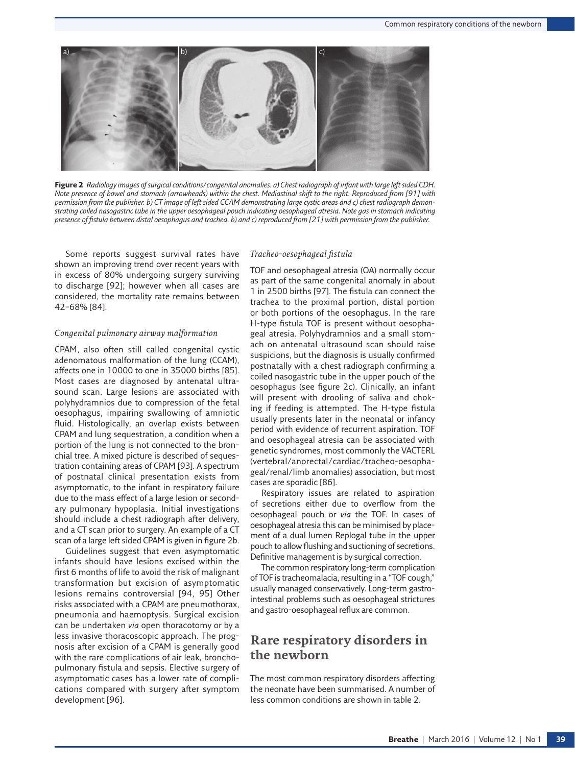**Figure 2** *Radiology images of surgical conditions/congenital anomalies. a) Chest radiograph of infant with large left sided CDH. Note presence of bowel and stomach (arrowheads) within the chest. Mediastinal shift to the right. Reproduced from [91] with permission from the publisher. b) CT image of left sided CCAM demonstrating large cystic areas and c) chest radiograph demonstrating coiled nasogastric tube in the upper oesophageal pouch indicating oesophageal atresia. Note gas in stomach indicating presence of fistula between distal oesophagus and trachea. b) and c) reproduced from [21] with permission from the publisher.*

Some reports suggest survival rates have shown an improving trend over recent years with in excess of 80% undergoing surgery surviving to discharge [92]; however when all cases are considered, the mortality rate remains between 42–68% [84].

### *Congenital pulmonary airway malformation*

CPAM, also often still called congenital cystic adenomatous malformation of the lung (CCAM), affects one in 10000 to one in 35000 births [85]. Most cases are diagnosed by antenatal ultrasound scan. Large lesions are associated with polyhydramnios due to compression of the fetal oesophagus, impairing swallowing of amniotic fluid. Histologically, an overlap exists between CPAM and lung sequestration, a condition when a portion of the lung is not connected to the bronchial tree. A mixed picture is described of sequestration containing areas of CPAM [93]. A spectrum of postnatal clinical presentation exists from asymptomatic, to the infant in respiratory failure due to the mass effect of a large lesion or secondary pulmonary hypoplasia. Initial investigations should include a chest radiograph after delivery, and a CT scan prior to surgery. An example of a CT scan of a large left sided CPAM is given in figure 2b.

Guidelines suggest that even asymptomatic infants should have lesions excised within the first 6 months of life to avoid the risk of malignant transformation but excision of asymptomatic lesions remains controversial [94, 95] Other risks associated with a CPAM are pneumothorax, pneumonia and haemoptysis. Surgical excision can be undertaken *via* open thoracotomy or by a less invasive thoracoscopic approach. The prognosis after excision of a CPAM is generally good with the rare complications of air leak, bronchopulmonary fistula and sepsis. Elective surgery of asymptomatic cases has a lower rate of complications compared with surgery after symptom development [96].

### *Tracheo-oesophageal fistula*

TOF and oesophageal atresia (OA) normally occur as part of the same congenital anomaly in about 1 in 2500 births [97]. The fistula can connect the trachea to the proximal portion, distal portion or both portions of the oesophagus. In the rare H-type fistula TOF is present without oesophageal atresia. Polyhydramnios and a small stomach on antenatal ultrasound scan should raise suspicions, but the diagnosis is usually confirmed postnatally with a chest radiograph confirming a coiled nasogastric tube in the upper pouch of the oesophagus (see figure 2c). Clinically, an infant will present with drooling of saliva and choking if feeding is attempted. The H-type fistula usually presents later in the neonatal or infancy period with evidence of recurrent aspiration. TOF and oesophageal atresia can be associated with genetic syndromes, most commonly the VACTERL (vertebral/anorectal/cardiac/tracheo-oesophageal/renal/limb anomalies) association, but most cases are sporadic [86].

Respiratory issues are related to aspiration of secretions either due to overflow from the oesophageal pouch or *via* the TOF. In cases of oesophageal atresia this can be minimised by placement of a dual lumen Replogal tube in the upper pouch to allow flushing and suctioning of secretions. Definitive management is by surgical correction.

The common respiratory long-term complication of TOF is tracheomalacia, resulting in a "TOF cough," usually managed conservatively. Long-term gastrointestinal problems such as oesophageal strictures and gastro-oesophageal reflux are common.

## Rare respiratory disorders in the newborn

The most common respiratory disorders affecting the neonate have been summarised. A number of less common conditions are shown in table 2.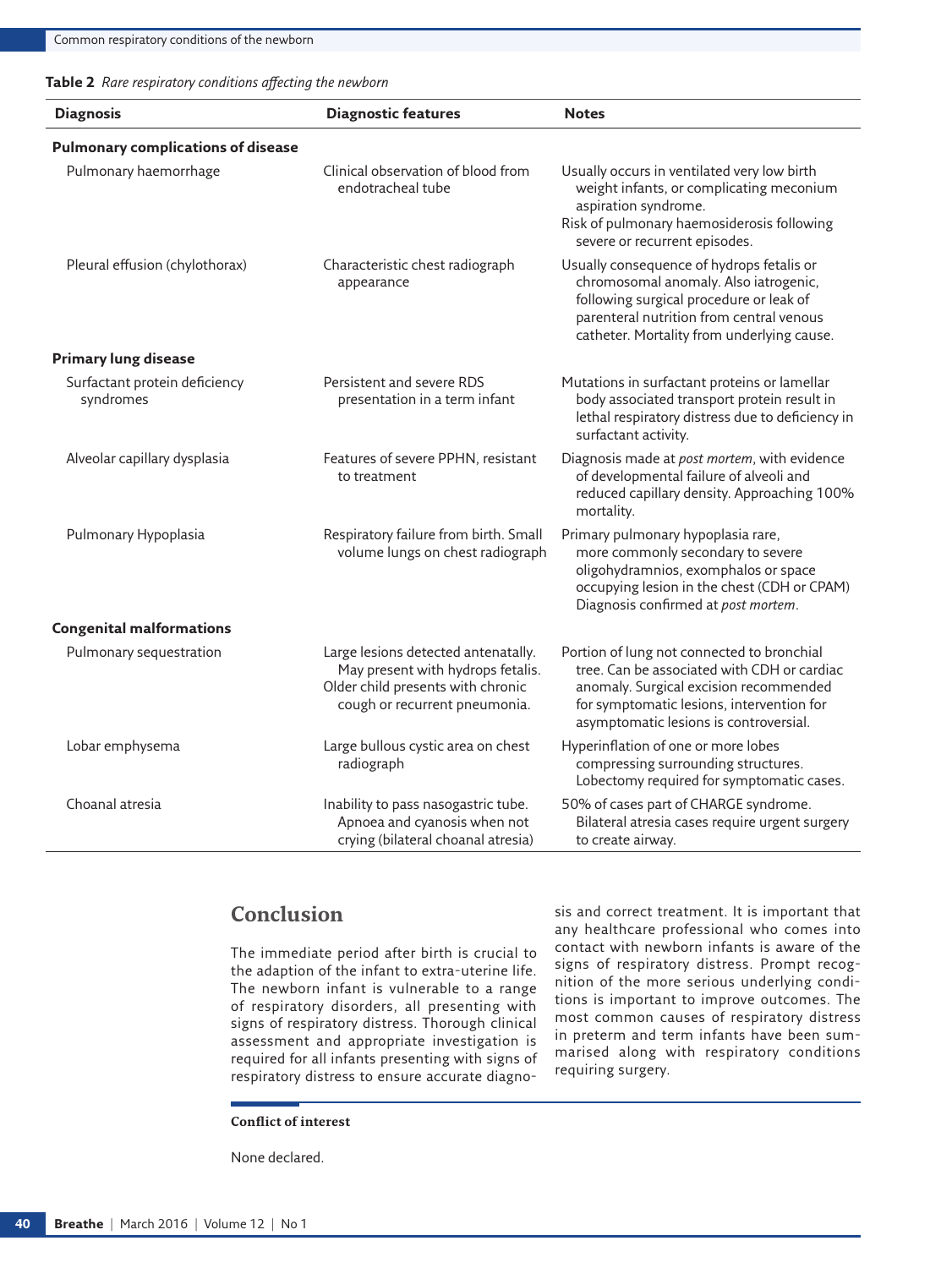**Table 2** *Rare respiratory conditions affecting the newborn*

| Diagnosis | Diagnostic features | Notes |
|---|---|---|
| **Pulmonary complications of disease** | | |
| Pulmonary haemorrhage | Clinical observation of blood from endotracheal tube | Usually occurs in ventilated very low birth weight infants, or complicating meconium aspiration syndrome. Risk of pulmonary haemosiderosis following severe or recurrent episodes. |
| Pleural effusion (chylothorax) | Characteristic chest radiograph appearance | Usually consequence of hydrops fetalis or chromosomal anomaly. Also iatrogenic, following surgical procedure or leak of parenteral nutrition from central venous catheter. Mortality from underlying cause. |
| **Primary lung disease** | | |
| Surfactant protein deficiency syndromes | Persistent and severe RDS presentation in a term infant | Mutations in surfactant proteins or lamellar body associated transport protein result in lethal respiratory distress due to deficiency in surfactant activity. |
| Alveolar capillary dysplasia | Features of severe PPHN, resistant to treatment | Diagnosis made at *post mortem*, with evidence of developmental failure of alveoli and reduced capillary density. Approaching 100% mortality. |
| Pulmonary Hypoplasia | Respiratory failure from birth. Small volume lungs on chest radiograph | Primary pulmonary hypoplasia rare, more commonly secondary to severe oligohydramnios, exomphalos or space occupying lesion in the chest (CDH or CPAM) Diagnosis confirmed at *post mortem*. |
| **Congenital malformations** | | |
| Pulmonary sequestration | Large lesions detected antenatally. May present with hydrops fetalis. Older child presents with chronic cough or recurrent pneumonia. | Portion of lung not connected to bronchial tree. Can be associated with CDH or cardiac anomaly. Surgical excision recommended for symptomatic lesions, intervention for asymptomatic lesions is controversial. |
| Lobar emphysema | Large bullous cystic area on chest radiograph | Hyperinflation of one or more lobes compressing surrounding structures. Lobectomy required for symptomatic cases. |
| Choanal atresia | Inability to pass nasogastric tube. Apnoea and cyanosis when not crying (bilateral choanal atresia) | 50% of cases part of CHARGE syndrome. Bilateral atresia cases require urgent surgery to create airway. |

## Conclusion

The immediate period after birth is crucial to the adaption of the infant to extra-uterine life. The newborn infant is vulnerable to a range of respiratory disorders, all presenting with signs of respiratory distress. Thorough clinical assessment and appropriate investigation is required for all infants presenting with signs of respiratory distress to ensure accurate diagnosis and correct treatment. It is important that any healthcare professional who comes into contact with newborn infants is aware of the signs of respiratory distress. Prompt recognition of the more serious underlying conditions is important to improve outcomes. The most common causes of respiratory distress in preterm and term infants have been summarised along with respiratory conditions requiring surgery.

**Conflict of interest**

None declared.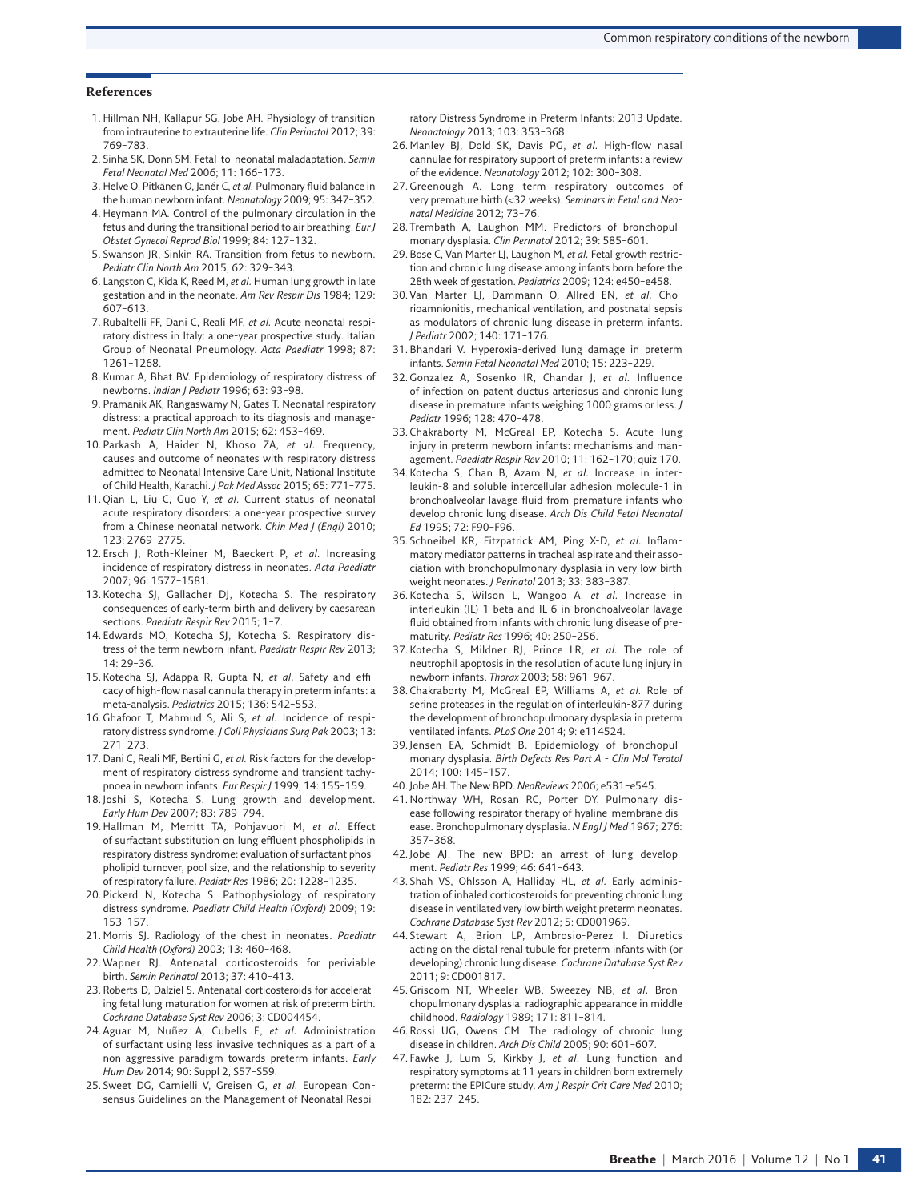## References

1. Hillman NH, Kallapur SG, Jobe AH. Physiology of transition from intrauterine to extrauterine life. *Clin Perinatol* 2012; 39: 769–783.
2. Sinha SK, Donn SM. Fetal-to-neonatal maladaptation. *Semin Fetal Neonatal Med* 2006; 11: 166–173.
3. Helve O, Pitkänen O, Janér C, *et al.* Pulmonary fluid balance in the human newborn infant. *Neonatology* 2009; 95: 347–352.
4. Heymann MA. Control of the pulmonary circulation in the fetus and during the transitional period to air breathing. *Eur J Obstet Gynecol Reprod Biol* 1999; 84: 127–132.
5. Swanson JR, Sinkin RA. Transition from fetus to newborn. *Pediatr Clin North Am* 2015; 62: 329–343.
6. Langston C, Kida K, Reed M, *et al.* Human lung growth in late gestation and in the neonate. *Am Rev Respir Dis* 1984; 129: 607–613.
7. Rubaltelli FF, Dani C, Reali MF, *et al.* Acute neonatal respiratory distress in Italy: a one-year prospective study. Italian Group of Neonatal Pneumology. *Acta Paediatr* 1998; 87: 1261–1268.
8. Kumar A, Bhat BV. Epidemiology of respiratory distress of newborns. *Indian J Pediatr* 1996; 63: 93–98.
9. Pramanik AK, Rangaswamy N, Gates T. Neonatal respiratory distress: a practical approach to its diagnosis and management. *Pediatr Clin North Am* 2015; 62: 453–469.
10. Parkash A, Haider N, Khoso ZA, *et al.* Frequency, causes and outcome of neonates with respiratory distress admitted to Neonatal Intensive Care Unit, National Institute of Child Health, Karachi. *J Pak Med Assoc* 2015; 65: 771–775.
11. Qian L, Liu C, Guo Y, *et al.* Current status of neonatal acute respiratory disorders: a one-year prospective survey from a Chinese neonatal network. *Chin Med J (Engl)* 2010; 123: 2769–2775.
12. Ersch J, Roth-Kleiner M, Baeckert P, *et al.* Increasing incidence of respiratory distress in neonates. *Acta Paediatr* 2007; 96: 1577–1581.
13. Kotecha SJ, Gallacher DJ, Kotecha S. The respiratory consequences of early-term birth and delivery by caesarean sections. *Paediatr Respir Rev* 2015; 1–7.
14. Edwards MO, Kotecha SJ, Kotecha S. Respiratory distress of the term newborn infant. *Paediatr Respir Rev* 2013; 14: 29–36.
15. Kotecha SJ, Adappa R, Gupta N, *et al.* Safety and efficacy of high-flow nasal cannula therapy in preterm infants: a meta-analysis. *Pediatrics* 2015; 136: 542–553.
16. Ghafoor T, Mahmud S, Ali S, *et al.* Incidence of respiratory distress syndrome. *J Coll Physicians Surg Pak* 2003; 13: 271–273.
17. Dani C, Reali MF, Bertini G, *et al.* Risk factors for the development of respiratory distress syndrome and transient tachypnoea in newborn infants. *Eur Respir J* 1999; 14: 155–159.
18. Joshi S, Kotecha S. Lung growth and development. *Early Hum Dev* 2007; 83: 789–794.
19. Hallman M, Merritt TA, Pohjavuori M, *et al.* Effect of surfactant substitution on lung effluent phospholipids in respiratory distress syndrome: evaluation of surfactant phospholipid turnover, pool size, and the relationship to severity of respiratory failure. *Pediatr Res* 1986; 20: 1228–1235.
20. Pickerd N, Kotecha S. Pathophysiology of respiratory distress syndrome. *Paediatr Child Health (Oxford)* 2009; 19: 153–157.
21. Morris SJ. Radiology of the chest in neonates. *Paediatr Child Health (Oxford)* 2003; 13: 460–468.
22. Wapner RJ. Antenatal corticosteroids for periviable birth. *Semin Perinatol* 2013; 37: 410–413.
23. Roberts D, Dalziel S. Antenatal corticosteroids for accelerating fetal lung maturation for women at risk of preterm birth. *Cochrane Database Syst Rev* 2006; 3: CD004454.
24. Aguar M, Nuñez A, Cubells E, *et al.* Administration of surfactant using less invasive techniques as a part of a non-aggressive paradigm towards preterm infants. *Early Hum Dev* 2014; 90: Suppl 2, S57–S59.
25. Sweet DG, Carnielli V, Greisen G, *et al.* European Consensus Guidelines on the Management of Neonatal Respiratory Distress Syndrome in Preterm Infants: 2013 Update. *Neonatology* 2013; 103: 353–368.
26. Manley BJ, Dold SK, Davis PG, *et al.* High-flow nasal cannulae for respiratory support of preterm infants: a review of the evidence. *Neonatology* 2012; 102: 300–308.
27. Greenough A. Long term respiratory outcomes of very premature birth (<32 weeks). *Seminars in Fetal and Neonatal Medicine* 2012; 73–76.
28. Trembath A, Laughon MM. Predictors of bronchopulmonary dysplasia. *Clin Perinatol* 2012; 39: 585–601.
29. Bose C, Van Marter LJ, Laughon M, *et al.* Fetal growth restriction and chronic lung disease among infants born before the 28th week of gestation. *Pediatrics* 2009; 124: e450–e458.
30. Van Marter LJ, Dammann O, Allred EN, *et al.* Chorioamnionitis, mechanical ventilation, and postnatal sepsis as modulators of chronic lung disease in preterm infants. *J Pediatr* 2002; 140: 171–176.
31. Bhandari V. Hyperoxia-derived lung damage in preterm infants. *Semin Fetal Neonatal Med* 2010; 15: 223–229.
32. Gonzalez A, Sosenko IR, Chandar J, *et al.* Influence of infection on patent ductus arteriosus and chronic lung disease in premature infants weighing 1000 grams or less. *J Pediatr* 1996; 128: 470–478.
33. Chakraborty M, McGreal EP, Kotecha S. Acute lung injury in preterm newborn infants: mechanisms and management. *Paediatr Respir Rev* 2010; 11: 162–170; quiz 170.
34. Kotecha S, Chan B, Azam N, *et al.* Increase in interleukin-8 and soluble intercellular adhesion molecule-1 in bronchoalveolar lavage fluid from premature infants who develop chronic lung disease. *Arch Dis Child Fetal Neonatal Ed* 1995; 72: F90–F96.
35. Schneibel KR, Fitzpatrick AM, Ping X-D, *et al.* Inflammatory mediator patterns in tracheal aspirate and their association with bronchopulmonary dysplasia in very low birth weight neonates. *J Perinatol* 2013; 33: 383–387.
36. Kotecha S, Wilson L, Wangoo A, *et al.* Increase in interleukin (IL)-1 beta and IL-6 in bronchoalveolar lavage fluid obtained from infants with chronic lung disease of prematurity. *Pediatr Res* 1996; 40: 250–256.
37. Kotecha S, Mildner RJ, Prince LR, *et al.* The role of neutrophil apoptosis in the resolution of acute lung injury in newborn infants. *Thorax* 2003; 58: 961–967.
38. Chakraborty M, McGreal EP, Williams A, *et al.* Role of serine proteases in the regulation of interleukin-877 during the development of bronchopulmonary dysplasia in preterm ventilated infants. *PLoS One* 2014; 9: e114524.
39. Jensen EA, Schmidt B. Epidemiology of bronchopulmonary dysplasia. *Birth Defects Res Part A - Clin Mol Teratol* 2014; 100: 145–157.
40. Jobe AH. The New BPD. *NeoReviews* 2006; e531–e545.
41. Northway WH, Rosan RC, Porter DY. Pulmonary disease following respirator therapy of hyaline-membrane disease. Bronchopulmonary dysplasia. *N Engl J Med* 1967; 276: 357–368.
42. Jobe AJ. The new BPD: an arrest of lung development. *Pediatr Res* 1999; 46: 641–643.
43. Shah VS, Ohlsson A, Halliday HL, *et al.* Early administration of inhaled corticosteroids for preventing chronic lung disease in ventilated very low birth weight preterm neonates. *Cochrane Database Syst Rev* 2012; 5: CD001969.
44. Stewart A, Brion LP, Ambrosio-Perez I. Diuretics acting on the distal renal tubule for preterm infants with (or developing) chronic lung disease. *Cochrane Database Syst Rev* 2011; 9: CD001817.
45. Griscom NT, Wheeler WB, Sweezey NB, *et al.* Bronchopulmonary dysplasia: radiographic appearance in middle childhood. *Radiology* 1989; 171: 811–814.
46. Rossi UG, Owens CM. The radiology of chronic lung disease in children. *Arch Dis Child* 2005; 90: 601–607.
47. Fawke J, Lum S, Kirkby J, *et al.* Lung function and respiratory symptoms at 11 years in children born extremely preterm: the EPICure study. *Am J Respir Crit Care Med* 2010; 182: 237–245.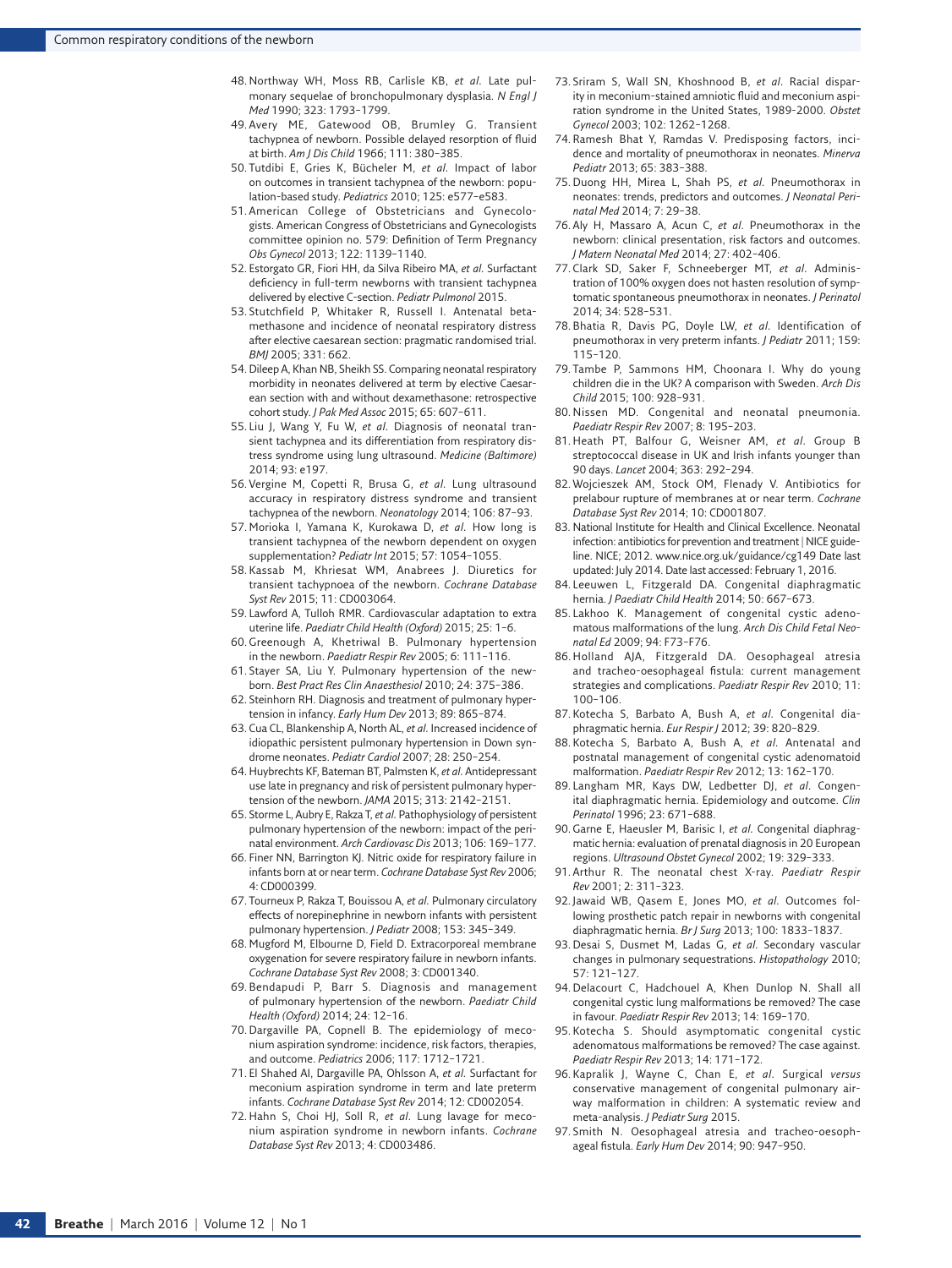48. Northway WH, Moss RB, Carlisle KB, *et al*. Late pulmonary sequelae of bronchopulmonary dysplasia. *N Engl J Med* 1990; 323: 1793–1799.
49. Avery ME, Gatewood OB, Brumley G. Transient tachypnea of newborn. Possible delayed resorption of fluid at birth. *Am J Dis Child* 1966; 111: 380–385.
50. Tutdibi E, Gries K, Bücheler M, *et al*. Impact of labor on outcomes in transient tachypnea of the newborn: population-based study. *Pediatrics* 2010; 125: e577–e583.
51. American College of Obstetricians and Gynecologists. American Congress of Obstetricians and Gynecologists committee opinion no. 579: Definition of Term Pregnancy *Obs Gynecol* 2013; 122: 1139–1140.
52. Estorgato GR, Fiori HH, da Silva Ribeiro MA, *et al*. Surfactant deficiency in full-term newborns with transient tachypnea delivered by elective C-section. *Pediatr Pulmonol* 2015.
53. Stutchfield P, Whitaker R, Russell I. Antenatal betamethasone and incidence of neonatal respiratory distress after elective caesarean section: pragmatic randomised trial. *BMJ* 2005; 331: 662.
54. Dileep A, Khan NB, Sheikh SS. Comparing neonatal respiratory morbidity in neonates delivered at term by elective Caesarean section with and without dexamethasone: retrospective cohort study. *J Pak Med Assoc* 2015; 65: 607–611.
55. Liu J, Wang Y, Fu W, *et al*. Diagnosis of neonatal transient tachypnea and its differentiation from respiratory distress syndrome using lung ultrasound. *Medicine (Baltimore)* 2014; 93: e197.
56. Vergine M, Copetti R, Brusa G, *et al*. Lung ultrasound accuracy in respiratory distress syndrome and transient tachypnea of the newborn. *Neonatology* 2014; 106: 87–93.
57. Morioka I, Yamana K, Kurokawa D, *et al*. How long is transient tachypnea of the newborn dependent on oxygen supplementation? *Pediatr Int* 2015; 57: 1054–1055.
58. Kassab M, Khriesat WM, Anabrees J. Diuretics for transient tachypnoea of the newborn. *Cochrane Database Syst Rev* 2015; 11: CD003064.
59. Lawford A, Tulloh RMR. Cardiovascular adaptation to extra uterine life. *Paediatr Child Health (Oxford)* 2015; 25: 1–6.
60. Greenough A, Khetriwal B. Pulmonary hypertension in the newborn. *Paediatr Respir Rev* 2005; 6: 111–116.
61. Stayer SA, Liu Y. Pulmonary hypertension of the newborn. *Best Pract Res Clin Anaesthesiol* 2010; 24: 375–386.
62. Steinhorn RH. Diagnosis and treatment of pulmonary hypertension in infancy. *Early Hum Dev* 2013; 89: 865–874.
63. Cua CL, Blankenship A, North AL, *et al*. Increased incidence of idiopathic persistent pulmonary hypertension in Down syndrome neonates. *Pediatr Cardiol* 2007; 28: 250–254.
64. Huybrechts KF, Bateman BT, Palmsten K, *et al*. Antidepressant use late in pregnancy and risk of persistent pulmonary hypertension of the newborn. *JAMA* 2015; 313: 2142–2151.
65. Storme L, Aubry E, Rakza T, *et al*. Pathophysiology of persistent pulmonary hypertension of the newborn: impact of the perinatal environment. *Arch Cardiovasc Dis* 2013; 106: 169–177.
66. Finer NN, Barrington KJ. Nitric oxide for respiratory failure in infants born at or near term. *Cochrane Database Syst Rev* 2006; 4: CD000399.
67. Tourneux P, Rakza T, Bouissou A, *et al*. Pulmonary circulatory effects of norepinephrine in newborn infants with persistent pulmonary hypertension. *J Pediatr* 2008; 153: 345–349.
68. Mugford M, Elbourne D, Field D. Extracorporeal membrane oxygenation for severe respiratory failure in newborn infants. *Cochrane Database Syst Rev* 2008; 3: CD001340.
69. Bendapudi P, Barr S. Diagnosis and management of pulmonary hypertension of the newborn. *Paediatr Child Health (Oxford)* 2014; 24: 12–16.
70. Dargaville PA, Copnell B. The epidemiology of meconium aspiration syndrome: incidence, risk factors, therapies, and outcome. *Pediatrics* 2006; 117: 1712–1721.
71. El Shahed AI, Dargaville PA, Ohlsson A, *et al*. Surfactant for meconium aspiration syndrome in term and late preterm infants. *Cochrane Database Syst Rev* 2014; 12: CD002054.
72. Hahn S, Choi HJ, Soll R, *et al*. Lung lavage for meconium aspiration syndrome in newborn infants. *Cochrane Database Syst Rev* 2013; 4: CD003486.
73. Sriram S, Wall SN, Khoshnood B, *et al*. Racial disparity in meconium-stained amniotic fluid and meconium aspiration syndrome in the United States, 1989-2000. *Obstet Gynecol* 2003; 102: 1262–1268.
74. Ramesh Bhat Y, Ramdas V. Predisposing factors, incidence and mortality of pneumothorax in neonates. *Minerva Pediatr* 2013; 65: 383–388.
75. Duong HH, Mirea L, Shah PS, *et al*. Pneumothorax in neonates: trends, predictors and outcomes. *J Neonatal Perinatal Med* 2014; 7: 29–38.
76. Aly H, Massaro A, Acun C, *et al*. Pneumothorax in the newborn: clinical presentation, risk factors and outcomes. *J Matern Neonatal Med* 2014; 27: 402–406.
77. Clark SD, Saker F, Schneeberger MT, *et al*. Administration of 100% oxygen does not hasten resolution of symptomatic spontaneous pneumothorax in neonates. *J Perinatol* 2014; 34: 528–531.
78. Bhatia R, Davis PG, Doyle LW, *et al*. Identification of pneumothorax in very preterm infants. *J Pediatr* 2011; 159: 115–120.
79. Tambe P, Sammons HM, Choonara I. Why do young children die in the UK? A comparison with Sweden. *Arch Dis Child* 2015; 100: 928–931.
80. Nissen MD. Congenital and neonatal pneumonia. *Paediatr Respir Rev* 2007; 8: 195–203.
81. Heath PT, Balfour G, Weisner AM, *et al*. Group B streptococcal disease in UK and Irish infants younger than 90 days. *Lancet* 2004; 363: 292–294.
82. Wojcieszek AM, Stock OM, Flenady V. Antibiotics for prelabour rupture of membranes at or near term. *Cochrane Database Syst Rev* 2014; 10: CD001807.
83. National Institute for Health and Clinical Excellence. Neonatal infection: antibiotics for prevention and treatment | NICE guideline. NICE; 2012. www.nice.org.uk/guidance/cg149 Date last updated: July 2014. Date last accessed: February 1, 2016.
84. Leeuwen L, Fitzgerald DA. Congenital diaphragmatic hernia. *J Paediatr Child Health* 2014; 50: 667–673.
85. Lakhoo K. Management of congenital cystic adenomatous malformations of the lung. *Arch Dis Child Fetal Neonatal Ed* 2009; 94: F73–F76.
86. Holland AJA, Fitzgerald DA. Oesophageal atresia and tracheo-oesophageal fistula: current management strategies and complications. *Paediatr Respir Rev* 2010; 11: 100–106.
87. Kotecha S, Barbato A, Bush A, *et al*. Congenital diaphragmatic hernia. *Eur Respir J* 2012; 39: 820–829.
88. Kotecha S, Barbato A, Bush A, *et al*. Antenatal and postnatal management of congenital cystic adenomatoid malformation. *Paediatr Respir Rev* 2012; 13: 162–170.
89. Langham MR, Kays DW, Ledbetter DJ, *et al*. Congenital diaphragmatic hernia. Epidemiology and outcome. *Clin Perinatol* 1996; 23: 671–688.
90. Garne E, Haeusler M, Barisic I, *et al*. Congenital diaphragmatic hernia: evaluation of prenatal diagnosis in 20 European regions. *Ultrasound Obstet Gynecol* 2002; 19: 329–333.
91. Arthur R. The neonatal chest X-ray. *Paediatr Respir Rev* 2001; 2: 311–323.
92. Jawaid WB, Qasem E, Jones MO, *et al*. Outcomes following prosthetic patch repair in newborns with congenital diaphragmatic hernia. *Br J Surg* 2013; 100: 1833–1837.
93. Desai S, Dusmet M, Ladas G, *et al*. Secondary vascular changes in pulmonary sequestrations. *Histopathology* 2010; 57: 121–127.
94. Delacourt C, Hadchouel A, Khen Dunlop N. Shall all congenital cystic lung malformations be removed? The case in favour. *Paediatr Respir Rev* 2013; 14: 169–170.
95. Kotecha S. Should asymptomatic congenital cystic adenomatous malformations be removed? The case against. *Paediatr Respir Rev* 2013; 14: 171–172.
96. Kapralik J, Wayne C, Chan E, *et al*. Surgical *versus* conservative management of congenital pulmonary airway malformation in children: A systematic review and meta-analysis. *J Pediatr Surg* 2015.
97. Smith N. Oesophageal atresia and tracheo-oesophageal fistula. *Early Hum Dev* 2014; 90: 947–950.